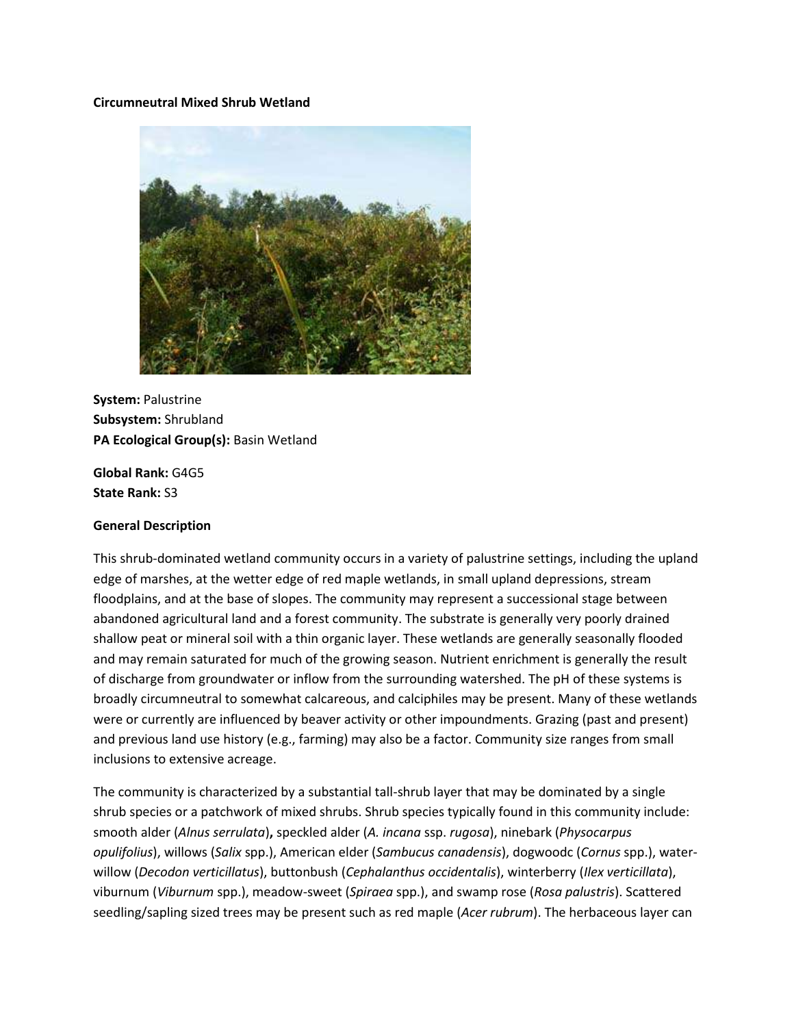**Circumneutral Mixed Shrub Wetland**

**System:** Palustrine
**Subsystem:** Shrubland
**PA Ecological Group(s):** Basin Wetland

**Global Rank:** G4G5
**State Rank:** S3

**General Description**

This shrub-dominated wetland community occurs in a variety of palustrine settings, including the upland edge of marshes, at the wetter edge of red maple wetlands, in small upland depressions, stream floodplains, and at the base of slopes. The community may represent a successional stage between abandoned agricultural land and a forest community. The substrate is generally very poorly drained shallow peat or mineral soil with a thin organic layer. These wetlands are generally seasonally flooded and may remain saturated for much of the growing season. Nutrient enrichment is generally the result of discharge from groundwater or inflow from the surrounding watershed. The pH of these systems is broadly circumneutral to somewhat calcareous, and calciphiles may be present. Many of these wetlands were or currently are influenced by beaver activity or other impoundments. Grazing (past and present) and previous land use history (e.g., farming) may also be a factor. Community size ranges from small inclusions to extensive acreage.

The community is characterized by a substantial tall-shrub layer that may be dominated by a single shrub species or a patchwork of mixed shrubs. Shrub species typically found in this community include: smooth alder (*Alnus serrulata*)**,** speckled alder (*A. incana* ssp. *rugosa*), ninebark (*Physocarpus opulifolius*), willows (*Salix* spp.), American elder (*Sambucus canadensis*), dogwoodc (*Cornus* spp.), water-willow (*Decodon verticillatus*), buttonbush (*Cephalanthus occidentalis*), winterberry (*Ilex verticillata*), viburnum (*Viburnum* spp.), meadow-sweet (*Spiraea* spp.), and swamp rose (*Rosa palustris*). Scattered seedling/sapling sized trees may be present such as red maple (*Acer rubrum*). The herbaceous layer can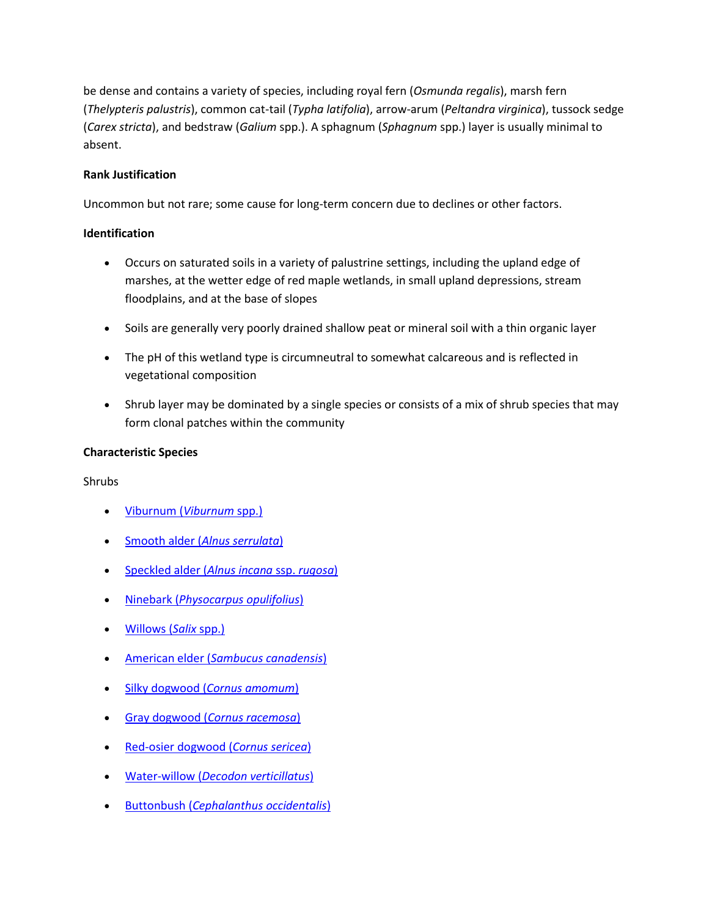be dense and contains a variety of species, including royal fern (*Osmunda regalis*), marsh fern (*Thelypteris palustris*), common cat-tail (*Typha latifolia*), arrow-arum (*Peltandra virginica*), tussock sedge (*Carex stricta*), and bedstraw (*Galium* spp.). A sphagnum (*Sphagnum* spp.) layer is usually minimal to absent.

**Rank Justification**

Uncommon but not rare; some cause for long-term concern due to declines or other factors.

**Identification**

- Occurs on saturated soils in a variety of palustrine settings, including the upland edge of marshes, at the wetter edge of red maple wetlands, in small upland depressions, stream floodplains, and at the base of slopes
- Soils are generally very poorly drained shallow peat or mineral soil with a thin organic layer
- The pH of this wetland type is circumneutral to somewhat calcareous and is reflected in vegetational composition
- Shrub layer may be dominated by a single species or consists of a mix of shrub species that may form clonal patches within the community

**Characteristic Species**

Shrubs

- Viburnum (*Viburnum* spp.)
- Smooth alder (*Alnus serrulata*)
- Speckled alder (*Alnus incana* ssp. *rugosa*)
- Ninebark (*Physocarpus opulifolius*)
- Willows (*Salix* spp.)
- American elder (*Sambucus canadensis*)
- Silky dogwood (*Cornus amomum*)
- Gray dogwood (*Cornus racemosa*)
- Red-osier dogwood (*Cornus sericea*)
- Water-willow (*Decodon verticillatus*)
- Buttonbush (*Cephalanthus occidentalis*)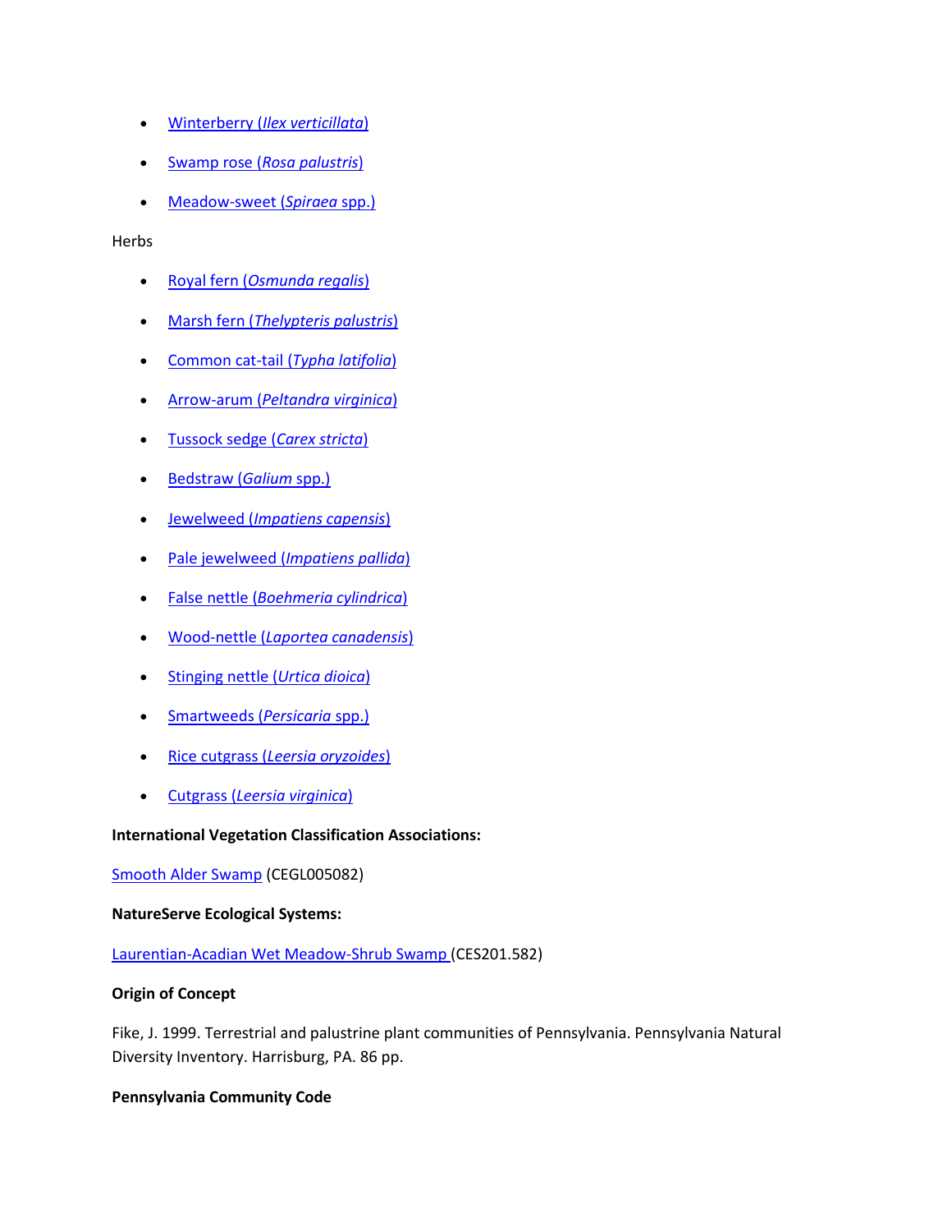- Winterberry (*Ilex verticillata*)
- Swamp rose (*Rosa palustris*)
- Meadow-sweet (*Spiraea* spp.)

Herbs

- Royal fern (*Osmunda regalis*)
- Marsh fern (*Thelypteris palustris*)
- Common cat-tail (*Typha latifolia*)
- Arrow-arum (*Peltandra virginica*)
- Tussock sedge (*Carex stricta*)
- Bedstraw (*Galium* spp.)
- Jewelweed (*Impatiens capensis*)
- Pale jewelweed (*Impatiens pallida*)
- False nettle (*Boehmeria cylindrica*)
- Wood-nettle (*Laportea canadensis*)
- Stinging nettle (*Urtica dioica*)
- Smartweeds (*Persicaria* spp.)
- Rice cutgrass (*Leersia oryzoides*)
- Cutgrass (*Leersia virginica*)

**International Vegetation Classification Associations:**

Smooth Alder Swamp (CEGL005082)

**NatureServe Ecological Systems:**

Laurentian-Acadian Wet Meadow-Shrub Swamp (CES201.582)

**Origin of Concept**

Fike, J. 1999. Terrestrial and palustrine plant communities of Pennsylvania. Pennsylvania Natural Diversity Inventory. Harrisburg, PA. 86 pp.

**Pennsylvania Community Code**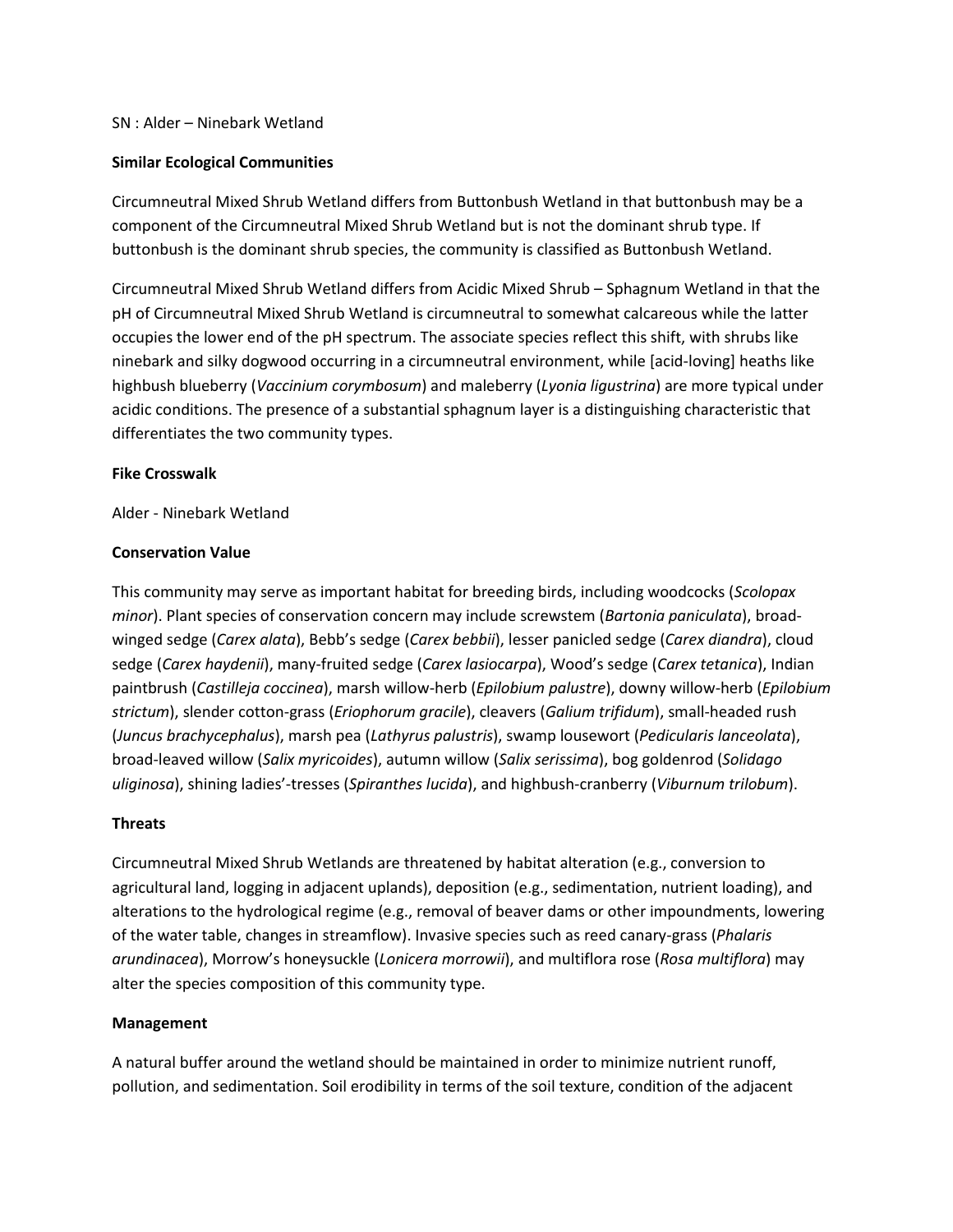SN : Alder – Ninebark Wetland

**Similar Ecological Communities**

Circumneutral Mixed Shrub Wetland differs from Buttonbush Wetland in that buttonbush may be a component of the Circumneutral Mixed Shrub Wetland but is not the dominant shrub type. If buttonbush is the dominant shrub species, the community is classified as Buttonbush Wetland.

Circumneutral Mixed Shrub Wetland differs from Acidic Mixed Shrub – Sphagnum Wetland in that the pH of Circumneutral Mixed Shrub Wetland is circumneutral to somewhat calcareous while the latter occupies the lower end of the pH spectrum. The associate species reflect this shift, with shrubs like ninebark and silky dogwood occurring in a circumneutral environment, while [acid-loving] heaths like highbush blueberry (*Vaccinium corymbosum*) and maleberry (*Lyonia ligustrina*) are more typical under acidic conditions. The presence of a substantial sphagnum layer is a distinguishing characteristic that differentiates the two community types.

**Fike Crosswalk**

Alder - Ninebark Wetland

**Conservation Value**

This community may serve as important habitat for breeding birds, including woodcocks (*Scolopax minor*). Plant species of conservation concern may include screwstem (*Bartonia paniculata*), broad-winged sedge (*Carex alata*), Bebb's sedge (*Carex bebbii*), lesser panicled sedge (*Carex diandra*), cloud sedge (*Carex haydenii*), many-fruited sedge (*Carex lasiocarpa*), Wood's sedge (*Carex tetanica*), Indian paintbrush (*Castilleja coccinea*), marsh willow-herb (*Epilobium palustre*), downy willow-herb (*Epilobium strictum*), slender cotton-grass (*Eriophorum gracile*), cleavers (*Galium trifidum*), small-headed rush (*Juncus brachycephalus*), marsh pea (*Lathyrus palustris*), swamp lousewort (*Pedicularis lanceolata*), broad-leaved willow (*Salix myricoides*), autumn willow (*Salix serissima*), bog goldenrod (*Solidago uliginosa*), shining ladies'-tresses (*Spiranthes lucida*), and highbush-cranberry (*Viburnum trilobum*).

**Threats**

Circumneutral Mixed Shrub Wetlands are threatened by habitat alteration (e.g., conversion to agricultural land, logging in adjacent uplands), deposition (e.g., sedimentation, nutrient loading), and alterations to the hydrological regime (e.g., removal of beaver dams or other impoundments, lowering of the water table, changes in streamflow). Invasive species such as reed canary-grass (*Phalaris arundinacea*), Morrow's honeysuckle (*Lonicera morrowii*), and multiflora rose (*Rosa multiflora*) may alter the species composition of this community type.

**Management**

A natural buffer around the wetland should be maintained in order to minimize nutrient runoff, pollution, and sedimentation. Soil erodibility in terms of the soil texture, condition of the adjacent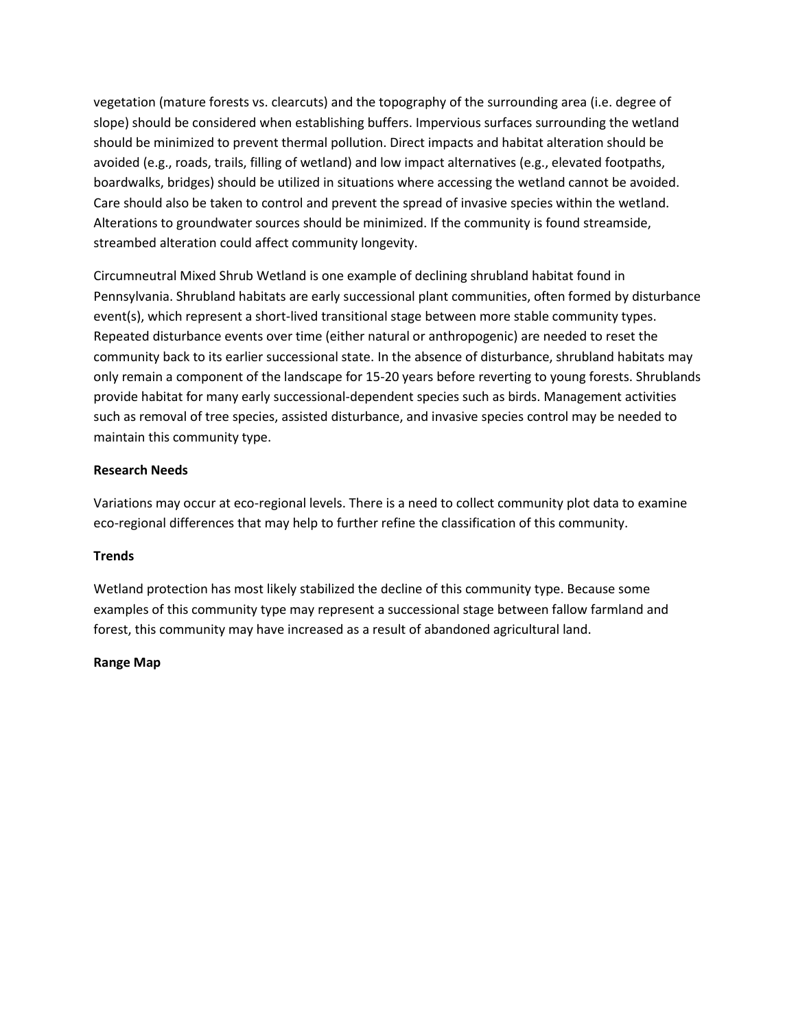vegetation (mature forests vs. clearcuts) and the topography of the surrounding area (i.e. degree of slope) should be considered when establishing buffers. Impervious surfaces surrounding the wetland should be minimized to prevent thermal pollution. Direct impacts and habitat alteration should be avoided (e.g., roads, trails, filling of wetland) and low impact alternatives (e.g., elevated footpaths, boardwalks, bridges) should be utilized in situations where accessing the wetland cannot be avoided. Care should also be taken to control and prevent the spread of invasive species within the wetland. Alterations to groundwater sources should be minimized. If the community is found streamside, streambed alteration could affect community longevity.

Circumneutral Mixed Shrub Wetland is one example of declining shrubland habitat found in Pennsylvania. Shrubland habitats are early successional plant communities, often formed by disturbance event(s), which represent a short-lived transitional stage between more stable community types. Repeated disturbance events over time (either natural or anthropogenic) are needed to reset the community back to its earlier successional state. In the absence of disturbance, shrubland habitats may only remain a component of the landscape for 15-20 years before reverting to young forests. Shrublands provide habitat for many early successional-dependent species such as birds. Management activities such as removal of tree species, assisted disturbance, and invasive species control may be needed to maintain this community type.

**Research Needs**

Variations may occur at eco-regional levels. There is a need to collect community plot data to examine eco-regional differences that may help to further refine the classification of this community.

**Trends**

Wetland protection has most likely stabilized the decline of this community type. Because some examples of this community type may represent a successional stage between fallow farmland and forest, this community may have increased as a result of abandoned agricultural land.

**Range Map**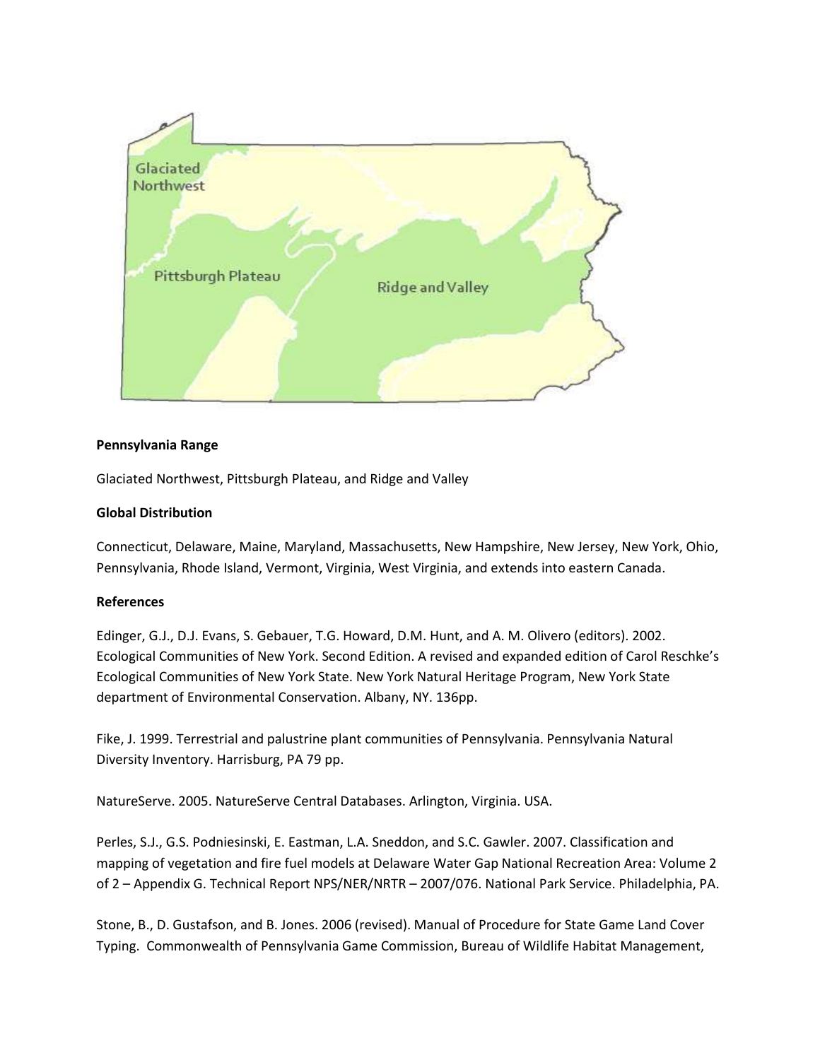**Pennsylvania Range**

Glaciated Northwest, Pittsburgh Plateau, and Ridge and Valley

**Global Distribution**

Connecticut, Delaware, Maine, Maryland, Massachusetts, New Hampshire, New Jersey, New York, Ohio, Pennsylvania, Rhode Island, Vermont, Virginia, West Virginia, and extends into eastern Canada.

**References**

Edinger, G.J., D.J. Evans, S. Gebauer, T.G. Howard, D.M. Hunt, and A. M. Olivero (editors). 2002. Ecological Communities of New York. Second Edition. A revised and expanded edition of Carol Reschke's Ecological Communities of New York State. New York Natural Heritage Program, New York State department of Environmental Conservation. Albany, NY. 136pp.

Fike, J. 1999. Terrestrial and palustrine plant communities of Pennsylvania. Pennsylvania Natural Diversity Inventory. Harrisburg, PA 79 pp.

NatureServe. 2005. NatureServe Central Databases. Arlington, Virginia. USA.

Perles, S.J., G.S. Podniesinski, E. Eastman, L.A. Sneddon, and S.C. Gawler. 2007. Classification and mapping of vegetation and fire fuel models at Delaware Water Gap National Recreation Area: Volume 2 of 2 – Appendix G. Technical Report NPS/NER/NRTR – 2007/076. National Park Service. Philadelphia, PA.

Stone, B., D. Gustafson, and B. Jones. 2006 (revised). Manual of Procedure for State Game Land Cover Typing. Commonwealth of Pennsylvania Game Commission, Bureau of Wildlife Habitat Management,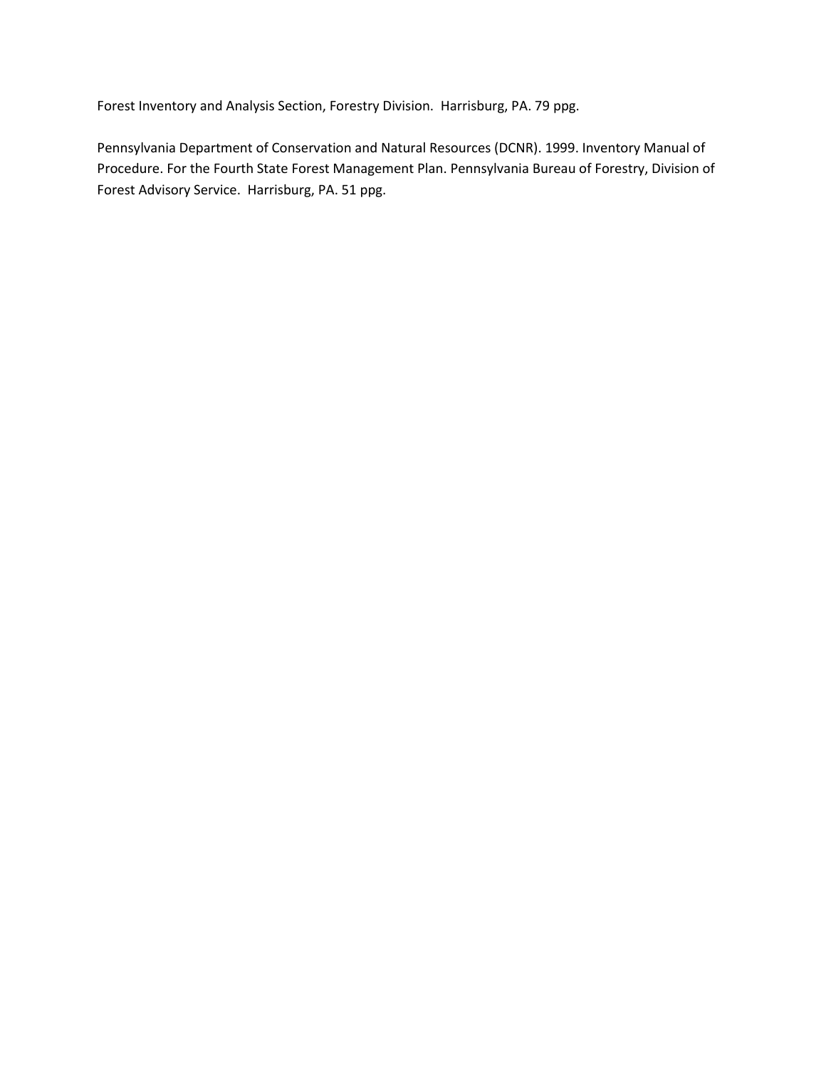Forest Inventory and Analysis Section, Forestry Division. Harrisburg, PA. 79 ppg.

Pennsylvania Department of Conservation and Natural Resources (DCNR). 1999. Inventory Manual of Procedure. For the Fourth State Forest Management Plan. Pennsylvania Bureau of Forestry, Division of Forest Advisory Service. Harrisburg, PA. 51 ppg.